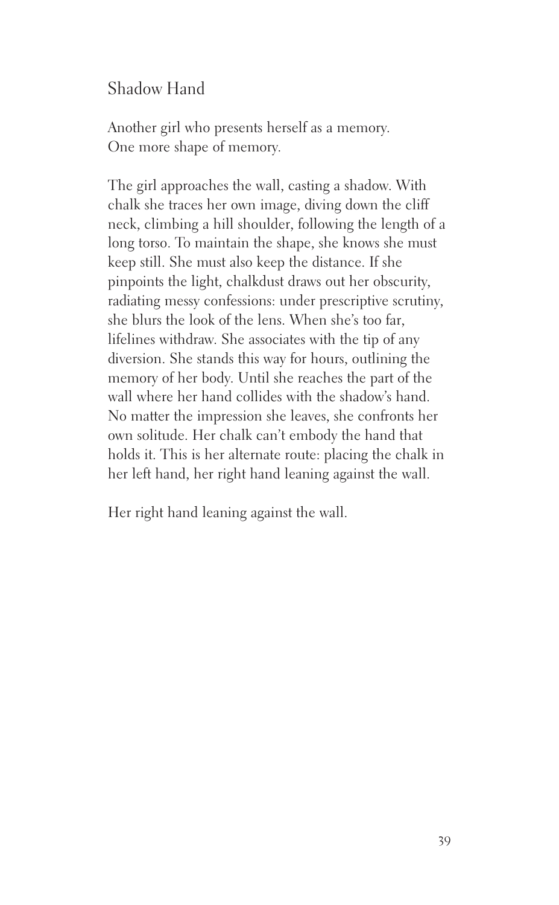# Shadow Hand

Another girl who presents herself as a memory.
One more shape of memory.

The girl approaches the wall, casting a shadow. With chalk she traces her own image, diving down the cliff neck, climbing a hill shoulder, following the length of a long torso. To maintain the shape, she knows she must keep still. She must also keep the distance. If she pinpoints the light, chalkdust draws out her obscurity, radiating messy confessions: under prescriptive scrutiny, she blurs the look of the lens. When she's too far, lifelines withdraw. She associates with the tip of any diversion. She stands this way for hours, outlining the memory of her body. Until she reaches the part of the wall where her hand collides with the shadow's hand. No matter the impression she leaves, she confronts her own solitude. Her chalk can't embody the hand that holds it. This is her alternate route: placing the chalk in her left hand, her right hand leaning against the wall.

Her right hand leaning against the wall.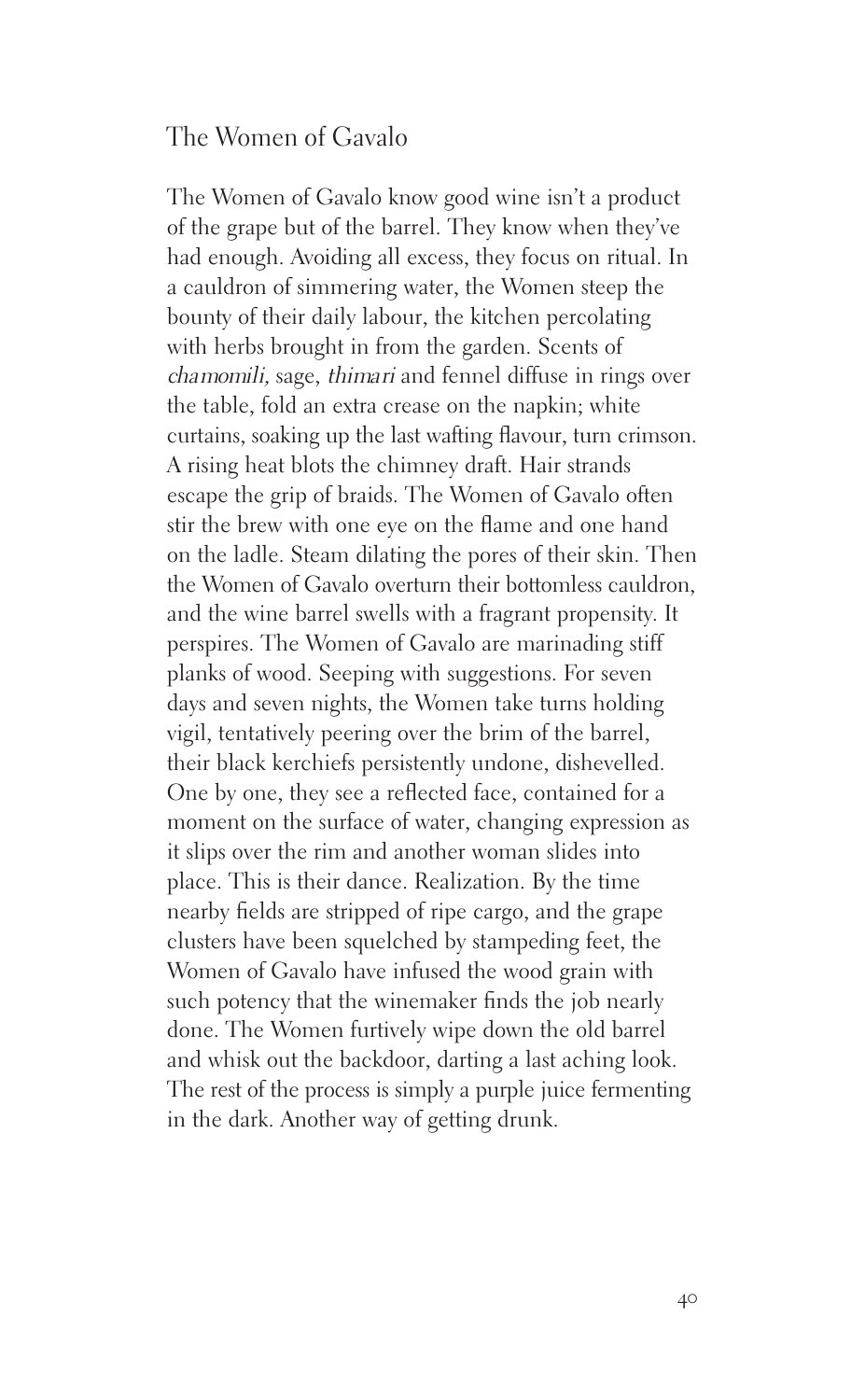# The Women of Gavalo

The Women of Gavalo know good wine isn't a product of the grape but of the barrel. They know when they've had enough. Avoiding all excess, they focus on ritual. In a cauldron of simmering water, the Women steep the bounty of their daily labour, the kitchen percolating with herbs brought in from the garden. Scents of *chamomili,* sage, *thimari* and fennel diffuse in rings over the table, fold an extra crease on the napkin; white curtains, soaking up the last wafting flavour, turn crimson. A rising heat blots the chimney draft. Hair strands escape the grip of braids. The Women of Gavalo often stir the brew with one eye on the flame and one hand on the ladle. Steam dilating the pores of their skin. Then the Women of Gavalo overturn their bottomless cauldron, and the wine barrel swells with a fragrant propensity. It perspires. The Women of Gavalo are marinading stiff planks of wood. Seeping with suggestions. For seven days and seven nights, the Women take turns holding vigil, tentatively peering over the brim of the barrel, their black kerchiefs persistently undone, dishevelled. One by one, they see a reflected face, contained for a moment on the surface of water, changing expression as it slips over the rim and another woman slides into place. This is their dance. Realization. By the time nearby fields are stripped of ripe cargo, and the grape clusters have been squelched by stampeding feet, the Women of Gavalo have infused the wood grain with such potency that the winemaker finds the job nearly done. The Women furtively wipe down the old barrel and whisk out the backdoor, darting a last aching look. The rest of the process is simply a purple juice fermenting in the dark. Another way of getting drunk.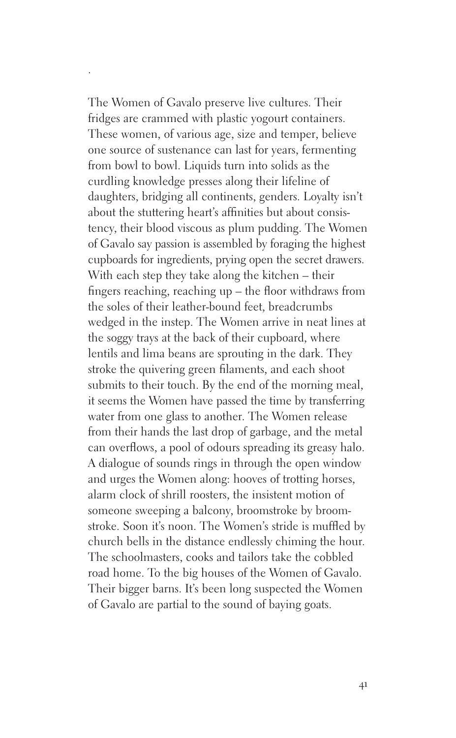The Women of Gavalo preserve live cultures. Their fridges are crammed with plastic yogourt containers. These women, of various age, size and temper, believe one source of sustenance can last for years, fermenting from bowl to bowl. Liquids turn into solids as the curdling knowledge presses along their lifeline of daughters, bridging all continents, genders. Loyalty isn't about the stuttering heart's affinities but about consistency, their blood viscous as plum pudding. The Women of Gavalo say passion is assembled by foraging the highest cupboards for ingredients, prying open the secret drawers. With each step they take along the kitchen – their fingers reaching, reaching up – the floor withdraws from the soles of their leather-bound feet, breadcrumbs wedged in the instep. The Women arrive in neat lines at the soggy trays at the back of their cupboard, where lentils and lima beans are sprouting in the dark. They stroke the quivering green filaments, and each shoot submits to their touch. By the end of the morning meal, it seems the Women have passed the time by transferring water from one glass to another. The Women release from their hands the last drop of garbage, and the metal can overflows, a pool of odours spreading its greasy halo. A dialogue of sounds rings in through the open window and urges the Women along: hooves of trotting horses, alarm clock of shrill roosters, the insistent motion of someone sweeping a balcony, broomstroke by broomstroke. Soon it's noon. The Women's stride is muffled by church bells in the distance endlessly chiming the hour. The schoolmasters, cooks and tailors take the cobbled road home. To the big houses of the Women of Gavalo. Their bigger barns. It's been long suspected the Women of Gavalo are partial to the sound of baying goats.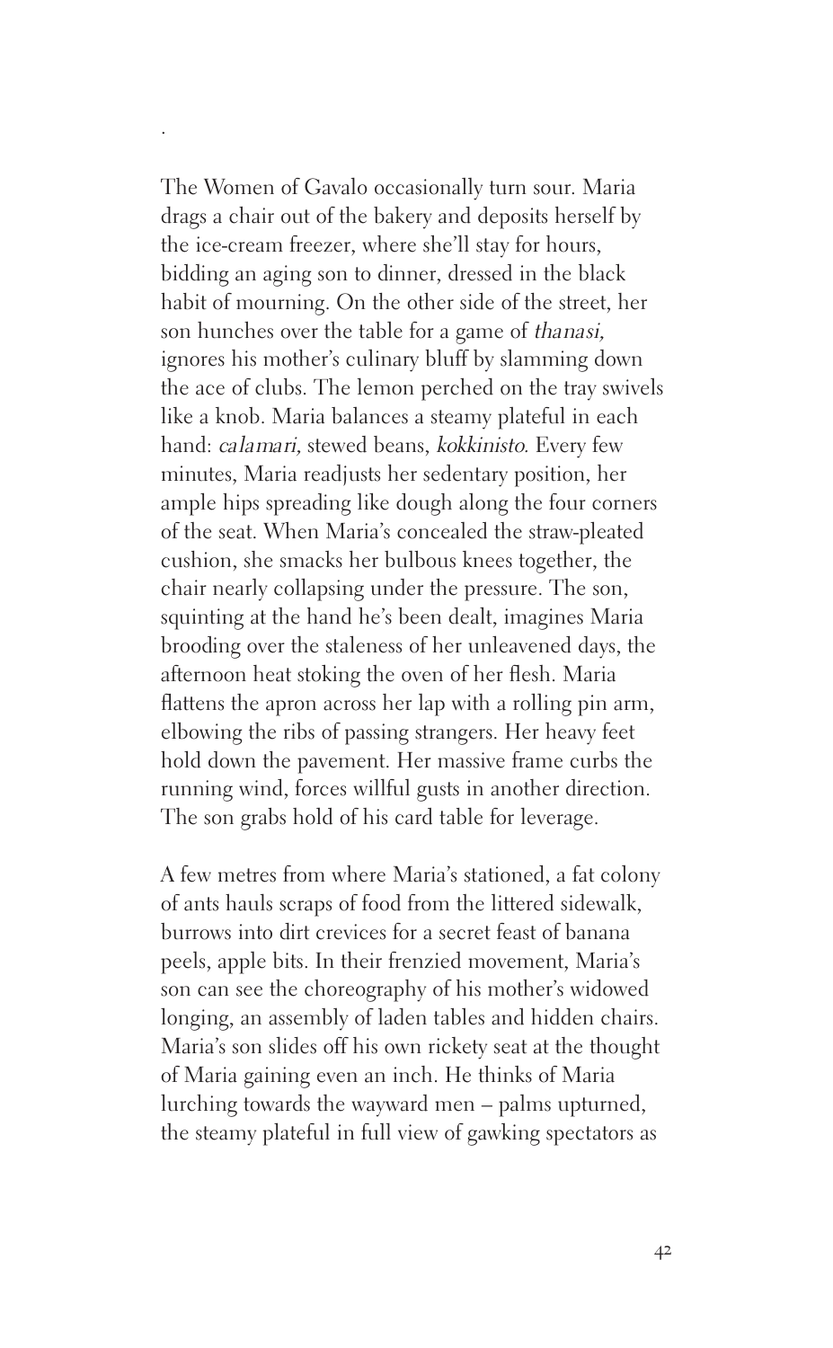The Women of Gavalo occasionally turn sour. Maria drags a chair out of the bakery and deposits herself by the ice-cream freezer, where she'll stay for hours, bidding an aging son to dinner, dressed in the black habit of mourning. On the other side of the street, her son hunches over the table for a game of *thanasi,* ignores his mother's culinary bluff by slamming down the ace of clubs. The lemon perched on the tray swivels like a knob. Maria balances a steamy plateful in each hand: *calamari,* stewed beans, *kokkinisto*. Every few minutes, Maria readjusts her sedentary position, her ample hips spreading like dough along the four corners of the seat. When Maria's concealed the straw-pleated cushion, she smacks her bulbous knees together, the chair nearly collapsing under the pressure. The son, squinting at the hand he's been dealt, imagines Maria brooding over the staleness of her unleavened days, the afternoon heat stoking the oven of her flesh. Maria flattens the apron across her lap with a rolling pin arm, elbowing the ribs of passing strangers. Her heavy feet hold down the pavement. Her massive frame curbs the running wind, forces willful gusts in another direction. The son grabs hold of his card table for leverage.

A few metres from where Maria's stationed, a fat colony of ants hauls scraps of food from the littered sidewalk, burrows into dirt crevices for a secret feast of banana peels, apple bits. In their frenzied movement, Maria's son can see the choreography of his mother's widowed longing, an assembly of laden tables and hidden chairs. Maria's son slides off his own rickety seat at the thought of Maria gaining even an inch. He thinks of Maria lurching towards the wayward men – palms upturned, the steamy plateful in full view of gawking spectators as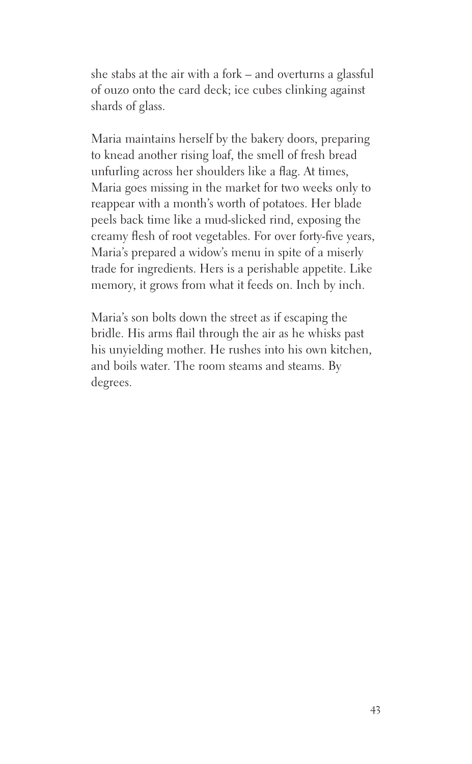she stabs at the air with a fork – and overturns a glassful of ouzo onto the card deck; ice cubes clinking against shards of glass.

Maria maintains herself by the bakery doors, preparing to knead another rising loaf, the smell of fresh bread unfurling across her shoulders like a flag. At times, Maria goes missing in the market for two weeks only to reappear with a month's worth of potatoes. Her blade peels back time like a mud-slicked rind, exposing the creamy flesh of root vegetables. For over forty-five years, Maria's prepared a widow's menu in spite of a miserly trade for ingredients. Hers is a perishable appetite. Like memory, it grows from what it feeds on. Inch by inch.

Maria's son bolts down the street as if escaping the bridle. His arms flail through the air as he whisks past his unyielding mother. He rushes into his own kitchen, and boils water. The room steams and steams. By degrees.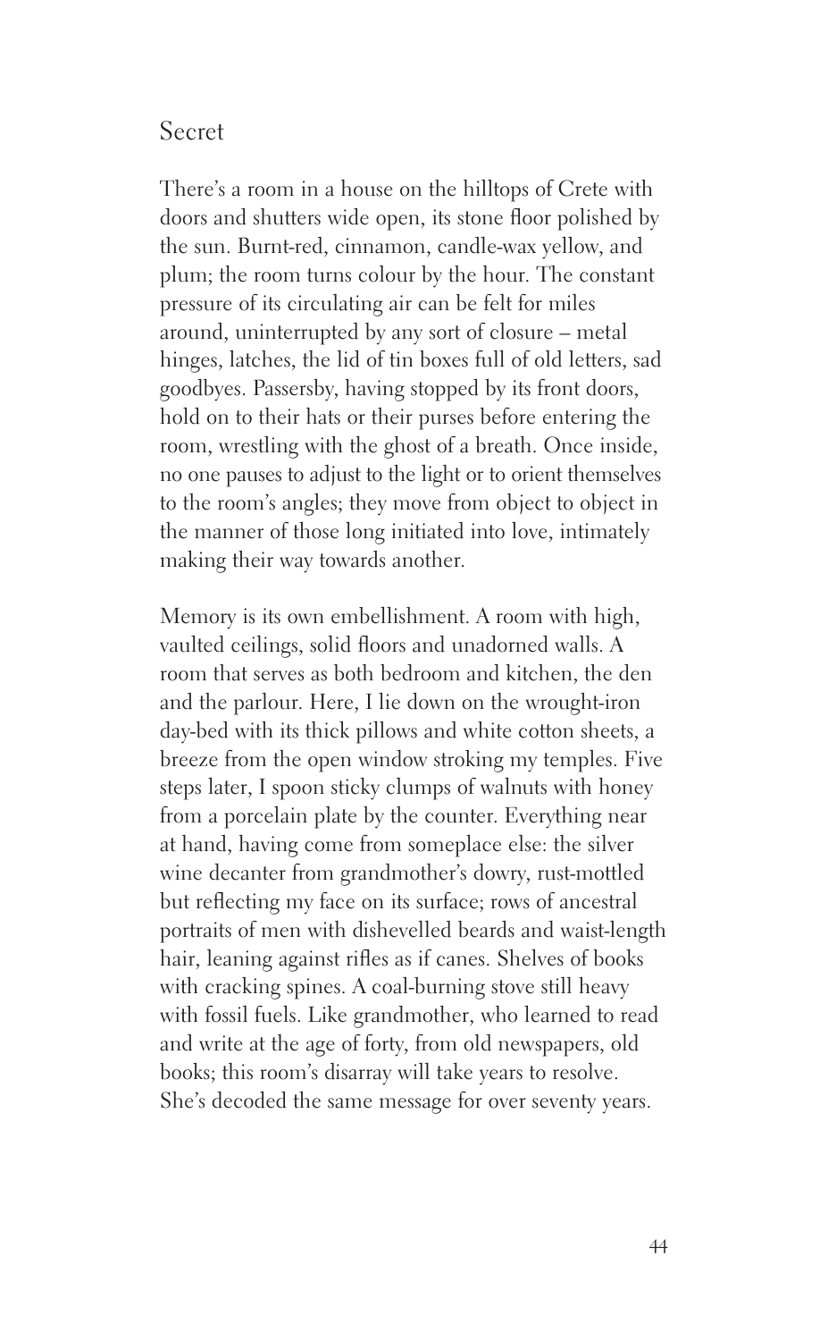# Secret

There's a room in a house on the hilltops of Crete with doors and shutters wide open, its stone floor polished by the sun. Burnt-red, cinnamon, candle-wax yellow, and plum; the room turns colour by the hour. The constant pressure of its circulating air can be felt for miles around, uninterrupted by any sort of closure – metal hinges, latches, the lid of tin boxes full of old letters, sad goodbyes. Passersby, having stopped by its front doors, hold on to their hats or their purses before entering the room, wrestling with the ghost of a breath. Once inside, no one pauses to adjust to the light or to orient themselves to the room's angles; they move from object to object in the manner of those long initiated into love, intimately making their way towards another.

Memory is its own embellishment. A room with high, vaulted ceilings, solid floors and unadorned walls. A room that serves as both bedroom and kitchen, the den and the parlour. Here, I lie down on the wrought-iron day-bed with its thick pillows and white cotton sheets, a breeze from the open window stroking my temples. Five steps later, I spoon sticky clumps of walnuts with honey from a porcelain plate by the counter. Everything near at hand, having come from someplace else: the silver wine decanter from grandmother's dowry, rust-mottled but reflecting my face on its surface; rows of ancestral portraits of men with dishevelled beards and waist-length hair, leaning against rifles as if canes. Shelves of books with cracking spines. A coal-burning stove still heavy with fossil fuels. Like grandmother, who learned to read and write at the age of forty, from old newspapers, old books; this room's disarray will take years to resolve. She's decoded the same message for over seventy years.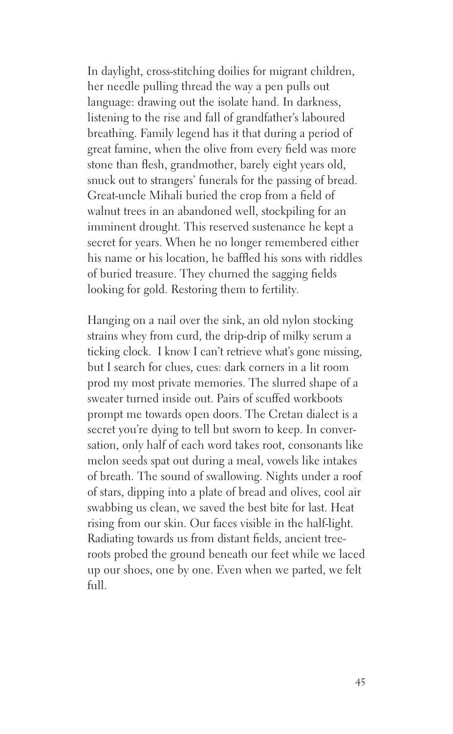In daylight, cross-stitching doilies for migrant children, her needle pulling thread the way a pen pulls out language: drawing out the isolate hand. In darkness, listening to the rise and fall of grandfather's laboured breathing. Family legend has it that during a period of great famine, when the olive from every field was more stone than flesh, grandmother, barely eight years old, snuck out to strangers' funerals for the passing of bread. Great-uncle Mihali buried the crop from a field of walnut trees in an abandoned well, stockpiling for an imminent drought. This reserved sustenance he kept a secret for years. When he no longer remembered either his name or his location, he baffled his sons with riddles of buried treasure. They churned the sagging fields looking for gold. Restoring them to fertility.

Hanging on a nail over the sink, an old nylon stocking strains whey from curd, the drip-drip of milky serum a ticking clock. I know I can't retrieve what's gone missing, but I search for clues, cues: dark corners in a lit room prod my most private memories. The slurred shape of a sweater turned inside out. Pairs of scuffed workboots prompt me towards open doors. The Cretan dialect is a secret you're dying to tell but sworn to keep. In conversation, only half of each word takes root, consonants like melon seeds spat out during a meal, vowels like intakes of breath. The sound of swallowing. Nights under a roof of stars, dipping into a plate of bread and olives, cool air swabbing us clean, we saved the best bite for last. Heat rising from our skin. Our faces visible in the half-light. Radiating towards us from distant fields, ancient tree-roots probed the ground beneath our feet while we laced up our shoes, one by one. Even when we parted, we felt full.